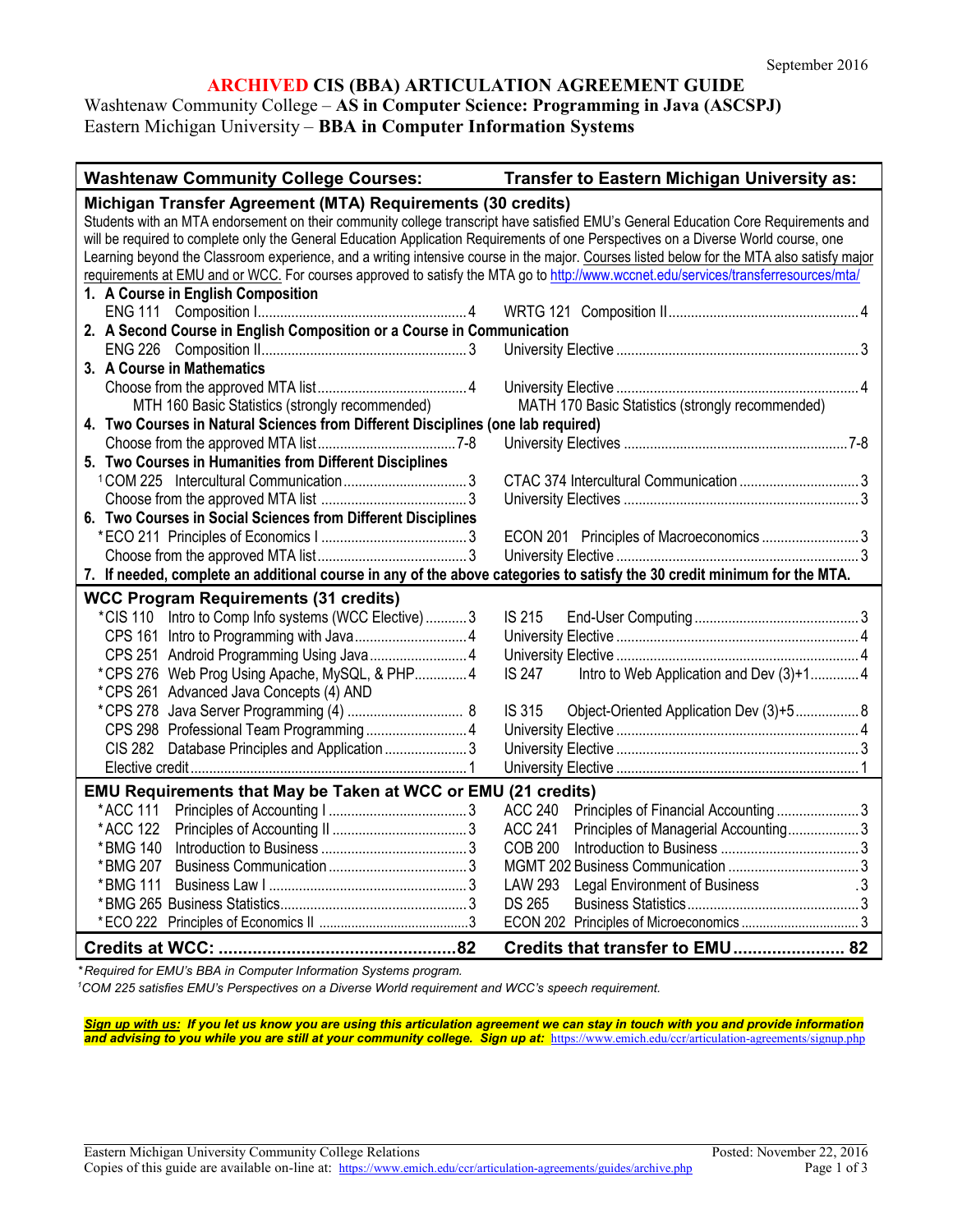September 2016

# ARCHIVED CIS (BBA) ARTICULATION AGREEMENT GUIDE

Washtenaw Community College – **AS in Computer Science: Programming in Java (ASCSPJ)**
Eastern Michigan University – **BBA in Computer Information Systems**

| Washtenaw Community College Courses: | Transfer to Eastern Michigan University as: |
|---|---|
| **Michigan Transfer Agreement (MTA) Requirements (30 credits)** | |
| Students with an MTA endorsement on their community college transcript have satisfied EMU's General Education Core Requirements and will be required to complete only the General Education Application Requirements of one Perspectives on a Diverse World course, one Learning beyond the Classroom experience, and a writing intensive course in the major. Courses listed below for the MTA also satisfy major requirements at EMU and or WCC. For courses approved to satisfy the MTA go to http://www.wccnet.edu/services/transferresources/mta/ | |
| **1. A Course in English Composition** | |
| ENG 111 Composition I ........ 4 | WRTG 121 Composition II ........ 4 |
| **2. A Second Course in English Composition or a Course in Communication** | |
| ENG 226 Composition II ........ 3 | University Elective ........ 3 |
| **3. A Course in Mathematics** | |
| Choose from the approved MTA list ........ 4 | University Elective ........ 4 |
| MTH 160 Basic Statistics (strongly recommended) | MATH 170 Basic Statistics (strongly recommended) |
| **4. Two Courses in Natural Sciences from Different Disciplines (one lab required)** | |
| Choose from the approved MTA list ........ 7-8 | University Electives ........ 7-8 |
| **5. Two Courses in Humanities from Different Disciplines** | |
| [1]COM 225 Intercultural Communication ........ 3 | CTAC 374 Intercultural Communication ........ 3 |
| Choose from the approved MTA list ........ 3 | University Electives ........ 3 |
| **6. Two Courses in Social Sciences from Different Disciplines** | |
| *ECO 211 Principles of Economics I ........ 3 | ECON 201 Principles of Macroeconomics ........ 3 |
| Choose from the approved MTA list ........ 3 | University Elective ........ 3 |
| **7. If needed, complete an additional course in any of the above categories to satisfy the 30 credit minimum for the MTA.** | |
| **WCC Program Requirements (31 credits)** | |
| *CIS 110 Intro to Comp Info systems (WCC Elective) ........ 3 | IS 215 End-User Computing ........ 3 |
| CPS 161 Intro to Programming with Java ........ 4 | University Elective ........ 4 |
| CPS 251 Android Programming Using Java ........ 4 | University Elective ........ 4 |
| *CPS 276 Web Prog Using Apache, MySQL, & PHP ........ 4 | IS 247 Intro to Web Application and Dev (3)+1 ........ 4 |
| *CPS 261 Advanced Java Concepts (4) AND | |
| *CPS 278 Java Server Programming (4) ........ 8 | IS 315 Object-Oriented Application Dev (3)+5 ........ 8 |
| CPS 298 Professional Team Programming ........ 4 | University Elective ........ 4 |
| CIS 282 Database Principles and Application ........ 3 | University Elective ........ 3 |
| Elective credit ........ 1 | University Elective ........ 1 |
| **EMU Requirements that May be Taken at WCC or EMU (21 credits)** | |
| *ACC 111 Principles of Accounting I ........ 3 | ACC 240 Principles of Financial Accounting ........ 3 |
| *ACC 122 Principles of Accounting II ........ 3 | ACC 241 Principles of Managerial Accounting ........ 3 |
| *BMG 140 Introduction to Business ........ 3 | COB 200 Introduction to Business ........ 3 |
| *BMG 207 Business Communication ........ 3 | MGMT 202 Business Communication ........ 3 |
| *BMG 111 Business Law I ........ 3 | LAW 293 Legal Environment of Business ........ 3 |
| *BMG 265 Business Statistics ........ 3 | DS 265 Business Statistics ........ 3 |
| *ECO 222 Principles of Economics II ........ 3 | ECON 202 Principles of Microeconomics ........ 3 |
| **Credits at WCC: ........ 82** | **Credits that transfer to EMU ........ 82** |

*\*Required for EMU's BBA in Computer Information Systems program.*
*[1]COM 225 satisfies EMU's Perspectives on a Diverse World requirement and WCC's speech requirement.*

***Sign up with us:** If you let us know you are using this articulation agreement we can stay in touch with you and provide information and advising to you while you are still at your community college. Sign up at:* https://www.emich.edu/ccr/articulation-agreements/signup.php

Eastern Michigan University Community College Relations
Copies of this guide are available on-line at: https://www.emich.edu/ccr/articulation-agreements/guides/archive.php
Posted: November 22, 2016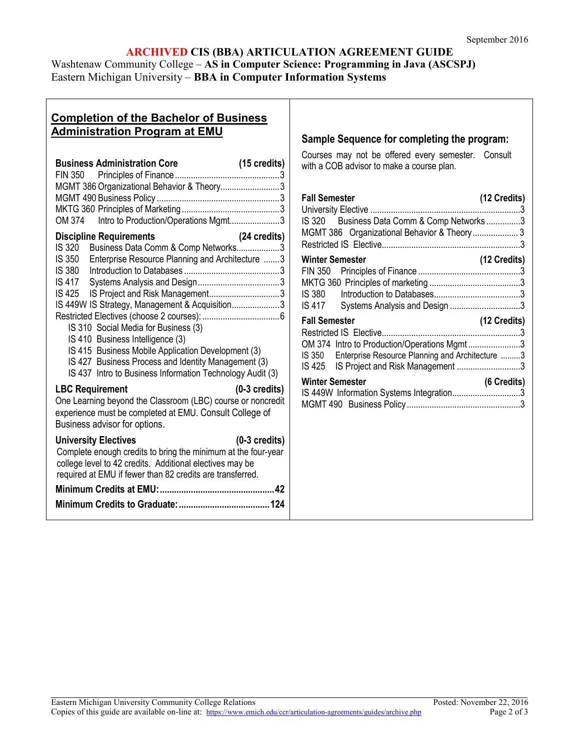September 2016

# ARCHIVED CIS (BBA) ARTICULATION AGREEMENT GUIDE

Washtenaw Community College – **AS in Computer Science: Programming in Java (ASCSPJ)**
Eastern Michigan University – **BBA in Computer Information Systems**

## Completion of the Bachelor of Business Administration Program at EMU

**Business Administration Core (15 credits)**

- FIN 350 Principles of Finance ... 3
- MGMT 386 Organizational Behavior & Theory ... 3
- MGMT 490 Business Policy ... 3
- MKTG 360 Principles of Marketing ... 3
- OM 374 Intro to Production/Operations Mgmt ... 3

**Discipline Requirements (24 credits)**

- IS 320 Business Data Comm & Comp Networks ... 3
- IS 350 Enterprise Resource Planning and Architecture ... 3
- IS 380 Introduction to Databases ... 3
- IS 417 Systems Analysis and Design ... 3
- IS 425 IS Project and Risk Management ... 3
- IS 449W IS Strategy, Management & Acquisition ... 3
- Restricted Electives (choose 2 courses): ... 6
  - IS 310 Social Media for Business (3)
  - IS 410 Business Intelligence (3)
  - IS 415 Business Mobile Application Development (3)
  - IS 427 Business Process and Identity Management (3)
  - IS 437 Intro to Business Information Technology Audit (3)

**LBC Requirement (0-3 credits)**

One Learning beyond the Classroom (LBC) course or noncredit experience must be completed at EMU. Consult College of Business advisor for options.

**University Electives (0-3 credits)**

Complete enough credits to bring the minimum at the four-year college level to 42 credits. Additional electives may be required at EMU if fewer than 82 credits are transferred.

**Minimum Credits at EMU: ... 42**

**Minimum Credits to Graduate: ... 124**

## Sample Sequence for completing the program:

Courses may not be offered every semester. Consult with a COB advisor to make a course plan.

**Fall Semester (12 Credits)**

- University Elective ... 3
- IS 320 Business Data Comm & Comp Networks ... 3
- MGMT 386 Organizational Behavior & Theory ... 3
- Restricted IS Elective ... 3

**Winter Semester (12 Credits)**

- FIN 350 Principles of Finance ... 3
- MKTG 360 Principles of marketing ... 3
- IS 380 Introduction to Databases ... 3
- IS 417 Systems Analysis and Design ... 3

**Fall Semester (12 Credits)**

- Restricted IS Elective ... 3
- OM 374 Intro to Production/Operations Mgmt ... 3
- IS 350 Enterprise Resource Planning and Architecture ... 3
- IS 425 IS Project and Risk Management ... 3

**Winter Semester (6 Credits)**

- IS 449W Information Systems Integration ... 3
- MGMT 490 Business Policy ... 3

Eastern Michigan University Community College Relations — Posted: November 22, 2016
Copies of this guide are available on-line at: https://www.emich.edu/ccr/articulation-agreements/guides/archive.php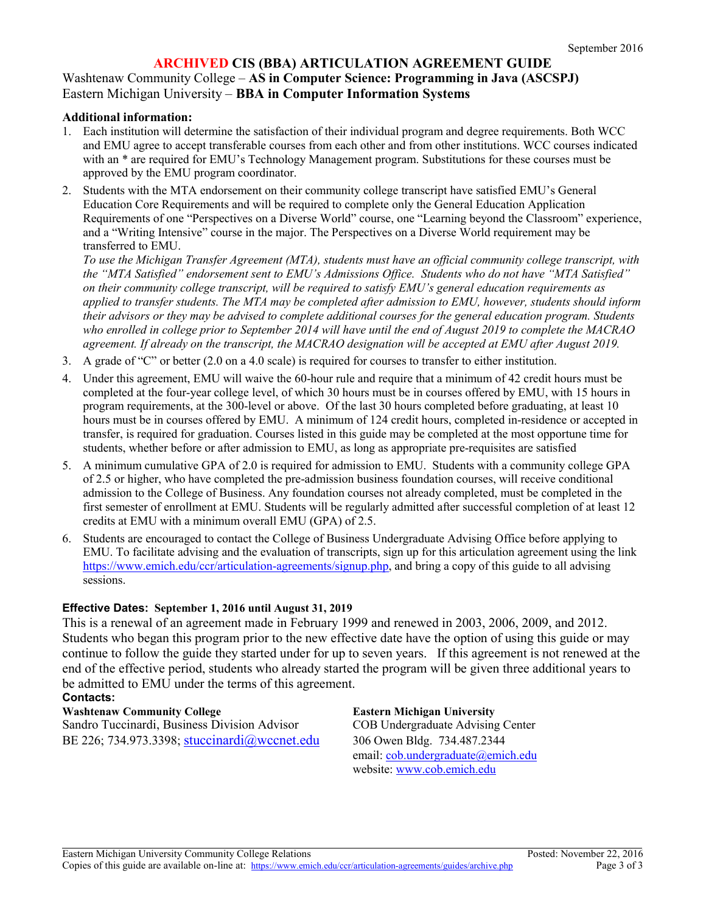September 2016

# ARCHIVED CIS (BBA) ARTICULATION AGREEMENT GUIDE

Washtenaw Community College – **AS in Computer Science: Programming in Java (ASCSPJ)**
Eastern Michigan University – **BBA in Computer Information Systems**

**Additional information:**

1. Each institution will determine the satisfaction of their individual program and degree requirements. Both WCC and EMU agree to accept transferable courses from each other and from other institutions. WCC courses indicated with an * are required for EMU's Technology Management program. Substitutions for these courses must be approved by the EMU program coordinator.
2. Students with the MTA endorsement on their community college transcript have satisfied EMU's General Education Core Requirements and will be required to complete only the General Education Application Requirements of one "Perspectives on a Diverse World" course, one "Learning beyond the Classroom" experience, and a "Writing Intensive" course in the major. The Perspectives on a Diverse World requirement may be transferred to EMU.
   *To use the Michigan Transfer Agreement (MTA), students must have an official community college transcript, with the "MTA Satisfied" endorsement sent to EMU's Admissions Office. Students who do not have "MTA Satisfied" on their community college transcript, will be required to satisfy EMU's general education requirements as applied to transfer students. The MTA may be completed after admission to EMU, however, students should inform their advisors or they may be advised to complete additional courses for the general education program. Students who enrolled in college prior to September 2014 will have until the end of August 2019 to complete the MACRAO agreement. If already on the transcript, the MACRAO designation will be accepted at EMU after August 2019.*
3. A grade of "C" or better (2.0 on a 4.0 scale) is required for courses to transfer to either institution.
4. Under this agreement, EMU will waive the 60-hour rule and require that a minimum of 42 credit hours must be completed at the four-year college level, of which 30 hours must be in courses offered by EMU, with 15 hours in program requirements, at the 300-level or above. Of the last 30 hours completed before graduating, at least 10 hours must be in courses offered by EMU. A minimum of 124 credit hours, completed in-residence or accepted in transfer, is required for graduation. Courses listed in this guide may be completed at the most opportune time for students, whether before or after admission to EMU, as long as appropriate pre-requisites are satisfied
5. A minimum cumulative GPA of 2.0 is required for admission to EMU. Students with a community college GPA of 2.5 or higher, who have completed the pre-admission business foundation courses, will receive conditional admission to the College of Business. Any foundation courses not already completed, must be completed in the first semester of enrollment at EMU. Students will be regularly admitted after successful completion of at least 12 credits at EMU with a minimum overall EMU (GPA) of 2.5.
6. Students are encouraged to contact the College of Business Undergraduate Advising Office before applying to EMU. To facilitate advising and the evaluation of transcripts, sign up for this articulation agreement using the link https://www.emich.edu/ccr/articulation-agreements/signup.php, and bring a copy of this guide to all advising sessions.

**Effective Dates: September 1, 2016 until August 31, 2019**

This is a renewal of an agreement made in February 1999 and renewed in 2003, 2006, 2009, and 2012. Students who began this program prior to the new effective date have the option of using this guide or may continue to follow the guide they started under for up to seven years. If this agreement is not renewed at the end of the effective period, students who already started the program will be given three additional years to be admitted to EMU under the terms of this agreement.

**Contacts:**

**Washtenaw Community College**
Sandro Tuccinardi, Business Division Advisor
BE 226; 734.973.3398; stuccinardi@wccnet.edu

**Eastern Michigan University**
COB Undergraduate Advising Center
306 Owen Bldg. 734.487.2344
email: cob.undergraduate@emich.edu
website: www.cob.emich.edu

Eastern Michigan University Community College Relations
Posted: November 22, 2016
Copies of this guide are available on-line at: https://www.emich.edu/ccr/articulation-agreements/guides/archive.php